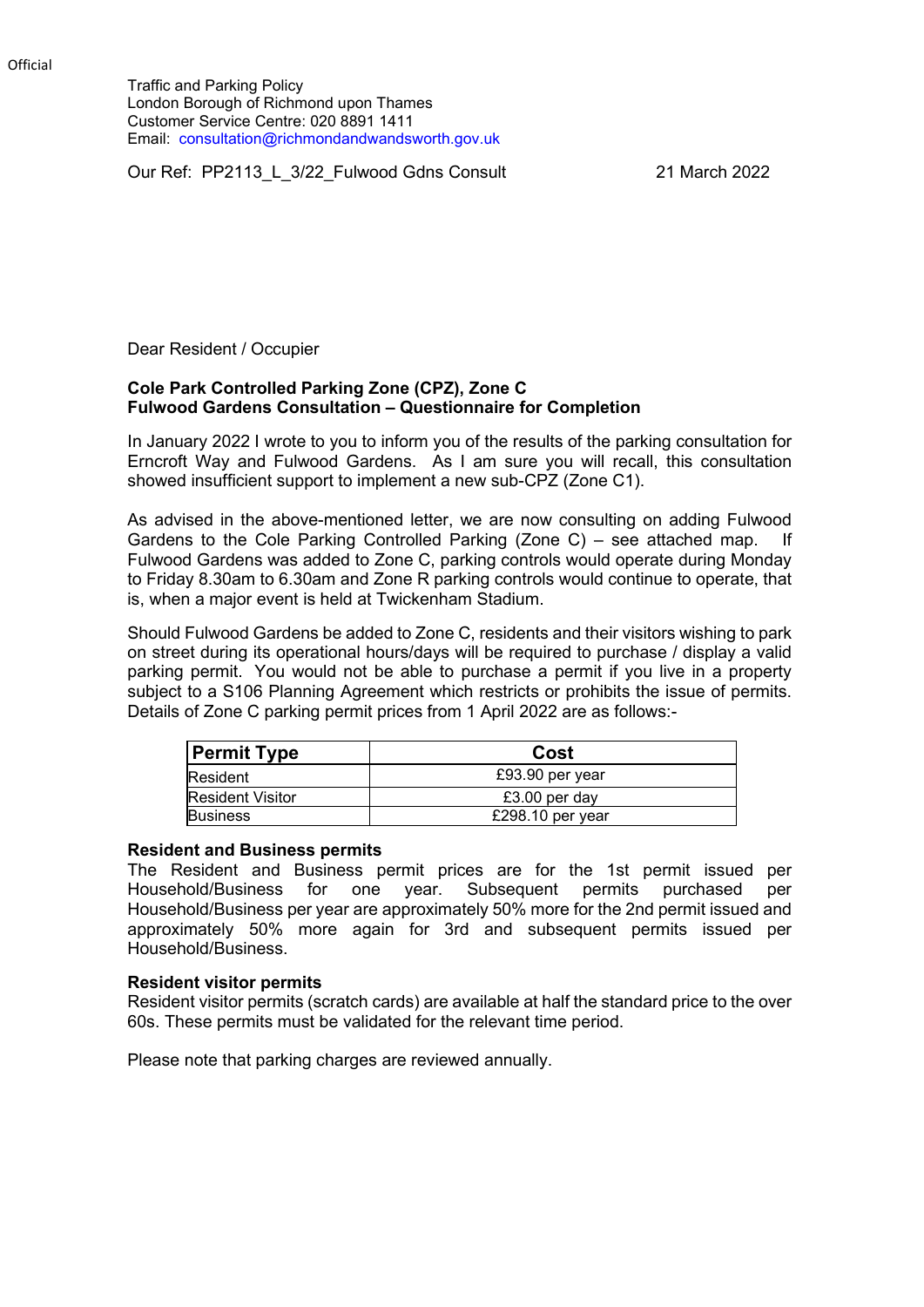Official

Traffic and Parking Policy
London Borough of Richmond upon Thames
Customer Service Centre: 020 8891 1411
Email: consultation@richmondandwandsworth.gov.uk

Our Ref: PP2113_L_3/22_Fulwood Gdns Consult

21 March 2022

Dear Resident / Occupier

**Cole Park Controlled Parking Zone (CPZ), Zone C**
**Fulwood Gardens Consultation – Questionnaire for Completion**

In January 2022 I wrote to you to inform you of the results of the parking consultation for Erncroft Way and Fulwood Gardens. As I am sure you will recall, this consultation showed insufficient support to implement a new sub-CPZ (Zone C1).

As advised in the above-mentioned letter, we are now consulting on adding Fulwood Gardens to the Cole Parking Controlled Parking (Zone C) – see attached map. If Fulwood Gardens was added to Zone C, parking controls would operate during Monday to Friday 8.30am to 6.30am and Zone R parking controls would continue to operate, that is, when a major event is held at Twickenham Stadium.

Should Fulwood Gardens be added to Zone C, residents and their visitors wishing to park on street during its operational hours/days will be required to purchase / display a valid parking permit. You would not be able to purchase a permit if you live in a property subject to a S106 Planning Agreement which restricts or prohibits the issue of permits. Details of Zone C parking permit prices from 1 April 2022 are as follows:-

| Permit Type | Cost |
|---|---|
| Resident | £93.90 per year |
| Resident Visitor | £3.00 per day |
| Business | £298.10 per year |

**Resident and Business permits**
The Resident and Business permit prices are for the 1st permit issued per Household/Business for one year. Subsequent permits purchased per Household/Business per year are approximately 50% more for the 2nd permit issued and approximately 50% more again for 3rd and subsequent permits issued per Household/Business.

**Resident visitor permits**
Resident visitor permits (scratch cards) are available at half the standard price to the over 60s. These permits must be validated for the relevant time period.

Please note that parking charges are reviewed annually.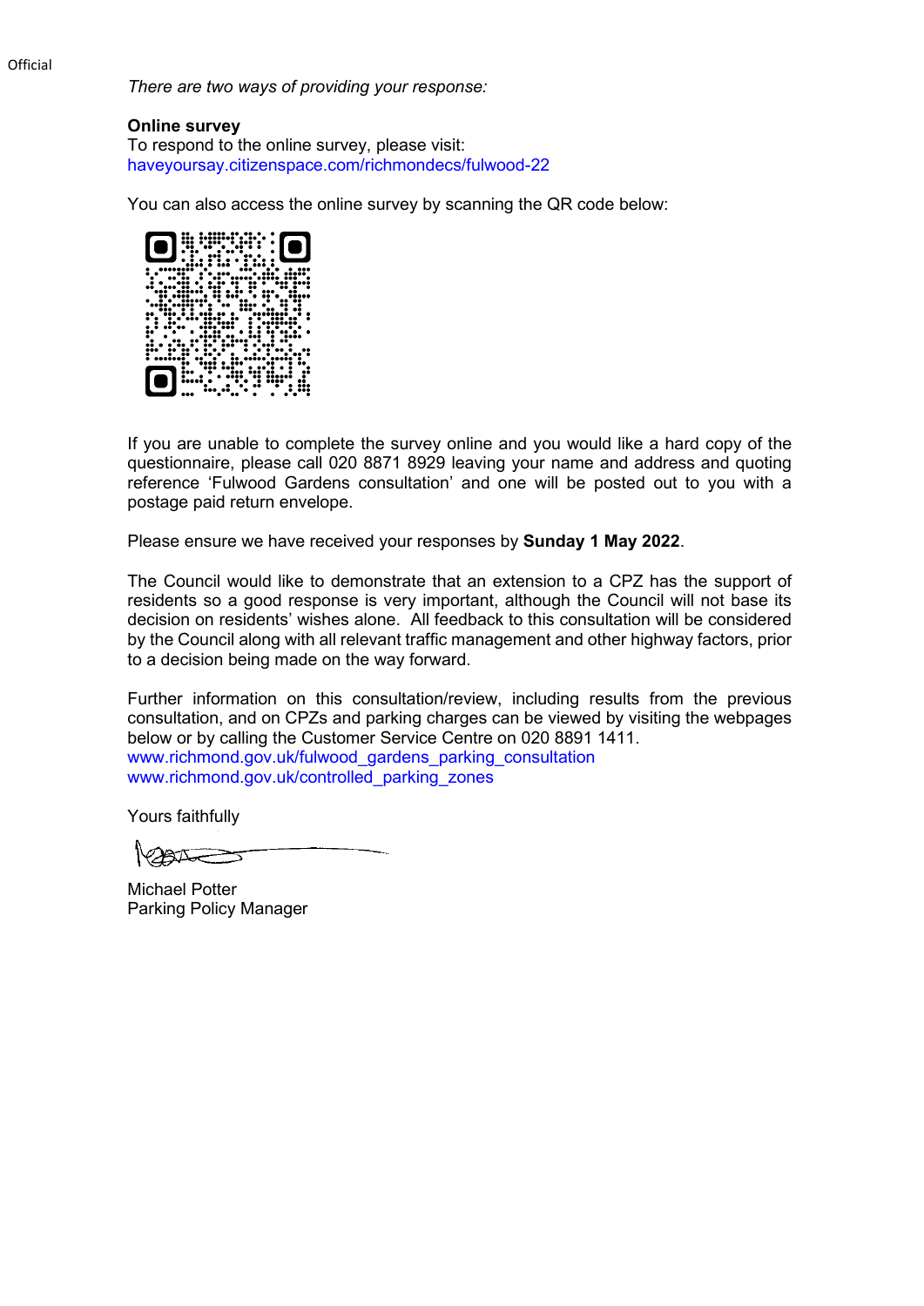Official

*There are two ways of providing your response:*

**Online survey**
To respond to the online survey, please visit:
haveyoursay.citizenspace.com/richmondecs/fulwood-22

You can also access the online survey by scanning the QR code below:

If you are unable to complete the survey online and you would like a hard copy of the questionnaire, please call 020 8871 8929 leaving your name and address and quoting reference 'Fulwood Gardens consultation' and one will be posted out to you with a postage paid return envelope.

Please ensure we have received your responses by **Sunday 1 May 2022**.

The Council would like to demonstrate that an extension to a CPZ has the support of residents so a good response is very important, although the Council will not base its decision on residents' wishes alone. All feedback to this consultation will be considered by the Council along with all relevant traffic management and other highway factors, prior to a decision being made on the way forward.

Further information on this consultation/review, including results from the previous consultation, and on CPZs and parking charges can be viewed by visiting the webpages below or by calling the Customer Service Centre on 020 8891 1411.
www.richmond.gov.uk/fulwood_gardens_parking_consultation
www.richmond.gov.uk/controlled_parking_zones

Yours faithfully

Michael Potter
Parking Policy Manager